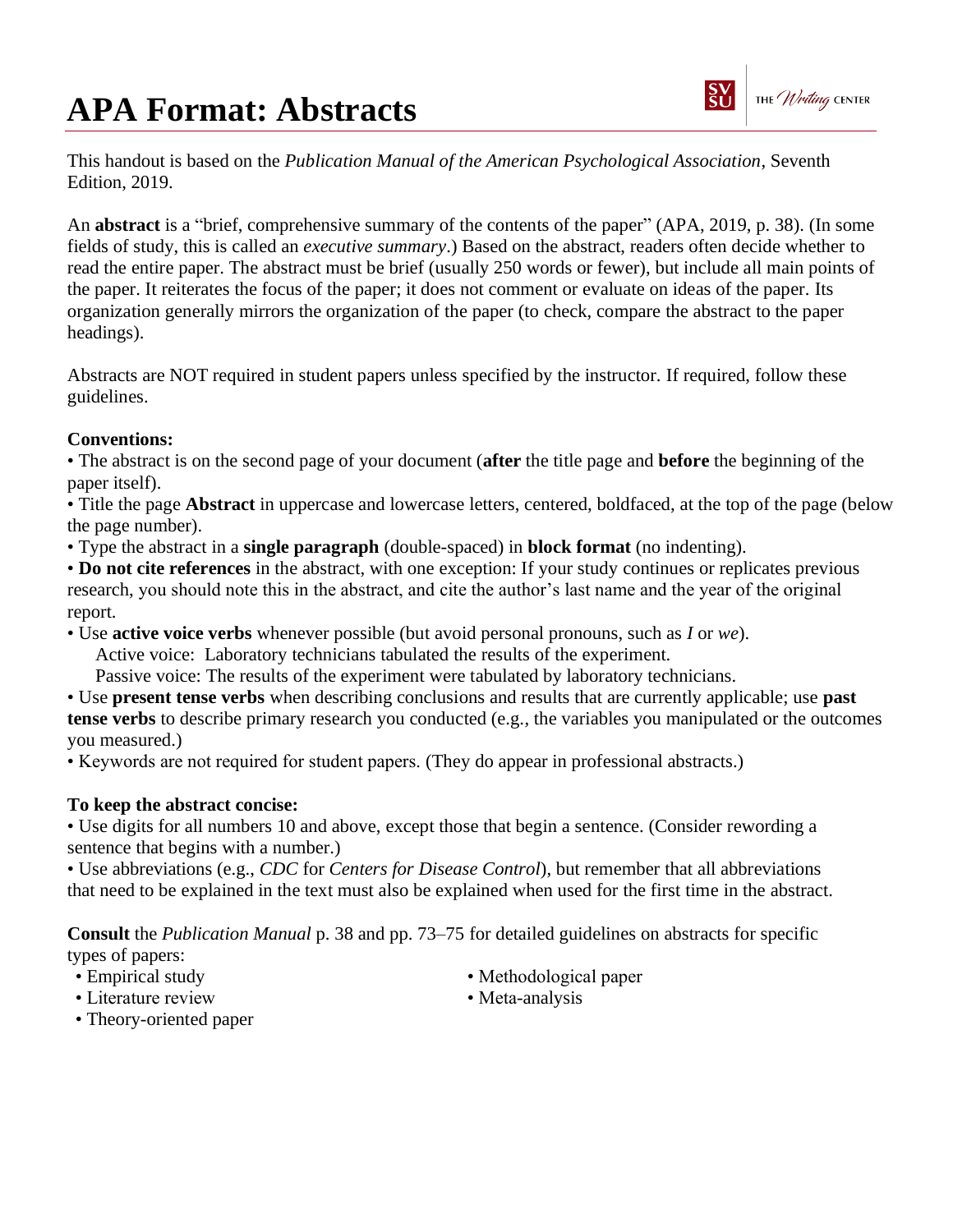# APA Format: Abstracts

THE *Writing* CENTER

This handout is based on the *Publication Manual of the American Psychological Association*, Seventh Edition, 2019.

An **abstract** is a "brief, comprehensive summary of the contents of the paper" (APA, 2019, p. 38). (In some fields of study, this is called an *executive summary*.) Based on the abstract, readers often decide whether to read the entire paper. The abstract must be brief (usually 250 words or fewer), but include all main points of the paper. It reiterates the focus of the paper; it does not comment or evaluate on ideas of the paper. Its organization generally mirrors the organization of the paper (to check, compare the abstract to the paper headings).

Abstracts are NOT required in student papers unless specified by the instructor. If required, follow these guidelines.

**Conventions:**

- The abstract is on the second page of your document (**after** the title page and **before** the beginning of the paper itself).
- Title the page **Abstract** in uppercase and lowercase letters, centered, boldfaced, at the top of the page (below the page number).
- Type the abstract in a **single paragraph** (double-spaced) in **block format** (no indenting).
- **Do not cite references** in the abstract, with one exception: If your study continues or replicates previous research, you should note this in the abstract, and cite the author's last name and the year of the original report.
- Use **active voice verbs** whenever possible (but avoid personal pronouns, such as *I* or *we*).
  Active voice: Laboratory technicians tabulated the results of the experiment.
  Passive voice: The results of the experiment were tabulated by laboratory technicians.
- Use **present tense verbs** when describing conclusions and results that are currently applicable; use **past tense verbs** to describe primary research you conducted (e.g., the variables you manipulated or the outcomes you measured.)
- Keywords are not required for student papers. (They do appear in professional abstracts.)

**To keep the abstract concise:**

- Use digits for all numbers 10 and above, except those that begin a sentence. (Consider rewording a sentence that begins with a number.)
- Use abbreviations (e.g., *CDC* for *Centers for Disease Control*), but remember that all abbreviations that need to be explained in the text must also be explained when used for the first time in the abstract.

**Consult** the *Publication Manual* p. 38 and pp. 73–75 for detailed guidelines on abstracts for specific types of papers:

- Empirical study
- Literature review
- Theory-oriented paper
- Methodological paper
- Meta-analysis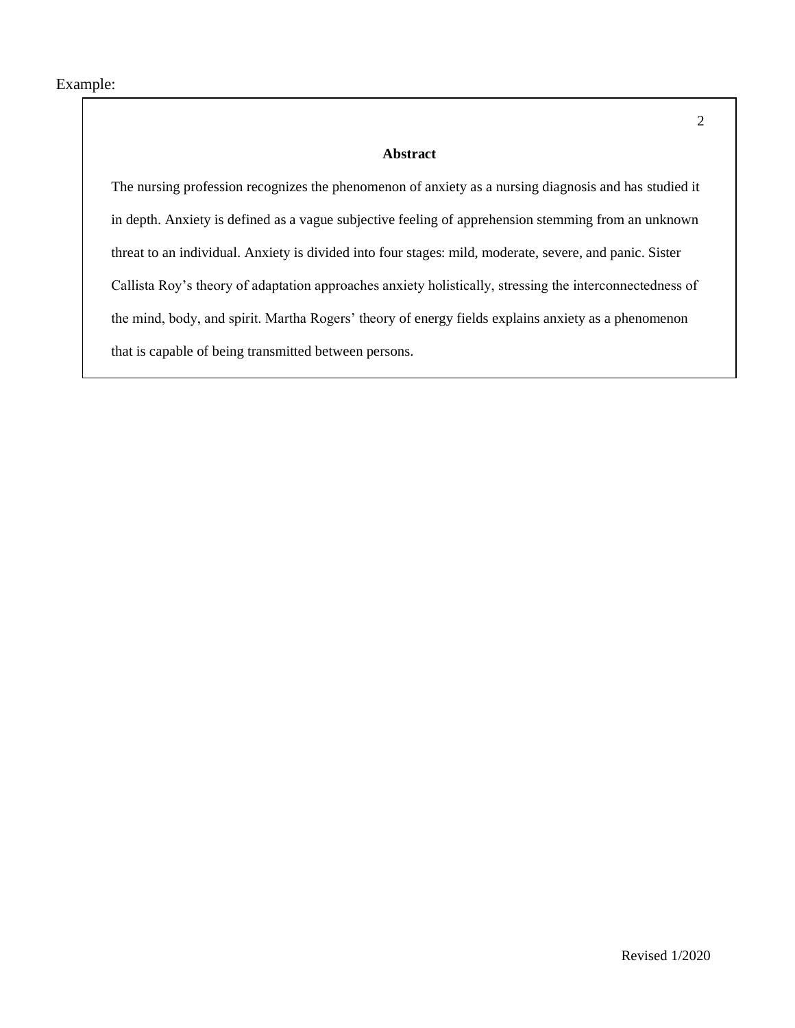Example:

**Abstract**

The nursing profession recognizes the phenomenon of anxiety as a nursing diagnosis and has studied it in depth. Anxiety is defined as a vague subjective feeling of apprehension stemming from an unknown threat to an individual. Anxiety is divided into four stages: mild, moderate, severe, and panic. Sister Callista Roy's theory of adaptation approaches anxiety holistically, stressing the interconnectedness of the mind, body, and spirit. Martha Rogers' theory of energy fields explains anxiety as a phenomenon that is capable of being transmitted between persons.

Revised 1/2020